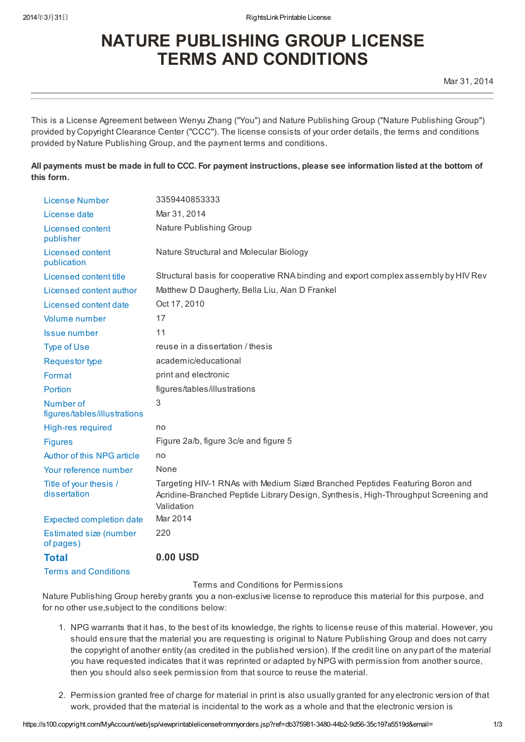# NATURE PUBLISHING GROUP LICENSE TERMS AND CONDITIONS

Mar 31, 2014

This is a License Agreement between Wenyu Zhang ("You") and Nature Publishing Group ("Nature Publishing Group") provided by Copyright Clearance Center ("CCC"). The license consists of your order details, the terms and conditions provided by Nature Publishing Group, and the payment terms and conditions.

**All payments must be made in full to CCC. For payment instructions, please see information listed at the bottom of this form.**

| | |
|---|---|
| License Number | 3359440853333 |
| License date | Mar 31, 2014 |
| Licensed content publisher | Nature Publishing Group |
| Licensed content publication | Nature Structural and Molecular Biology |
| Licensed content title | Structural basis for cooperative RNA binding and export complex assembly by HIV Rev |
| Licensed content author | Matthew D Daugherty, Bella Liu, Alan D Frankel |
| Licensed content date | Oct 17, 2010 |
| Volume number | 17 |
| Issue number | 11 |
| Type of Use | reuse in a dissertation / thesis |
| Requestor type | academic/educational |
| Format | print and electronic |
| Portion | figures/tables/illustrations |
| Number of figures/tables/illustrations | 3 |
| High-res required | no |
| Figures | Figure 2a/b, figure 3c/e and figure 5 |
| Author of this NPG article | no |
| Your reference number | None |
| Title of your thesis / dissertation | Targeting HIV-1 RNAs with Medium Sized Branched Peptides Featuring Boron and Acridine-Branched Peptide Library Design, Synthesis, High-Throughput Screening and Validation |
| Expected completion date | Mar 2014 |
| Estimated size (number of pages) | 220 |
| **Total** | **0.00 USD** |

Terms and Conditions

Terms and Conditions for Permissions

Nature Publishing Group hereby grants you a non-exclusive license to reproduce this material for this purpose, and for no other use,subject to the conditions below:

1. NPG warrants that it has, to the best of its knowledge, the rights to license reuse of this material. However, you should ensure that the material you are requesting is original to Nature Publishing Group and does not carry the copyright of another entity (as credited in the published version). If the credit line on any part of the material you have requested indicates that it was reprinted or adapted by NPG with permission from another source, then you should also seek permission from that source to reuse the material.

2. Permission granted free of charge for material in print is also usually granted for any electronic version of that work, provided that the material is incidental to the work as a whole and that the electronic version is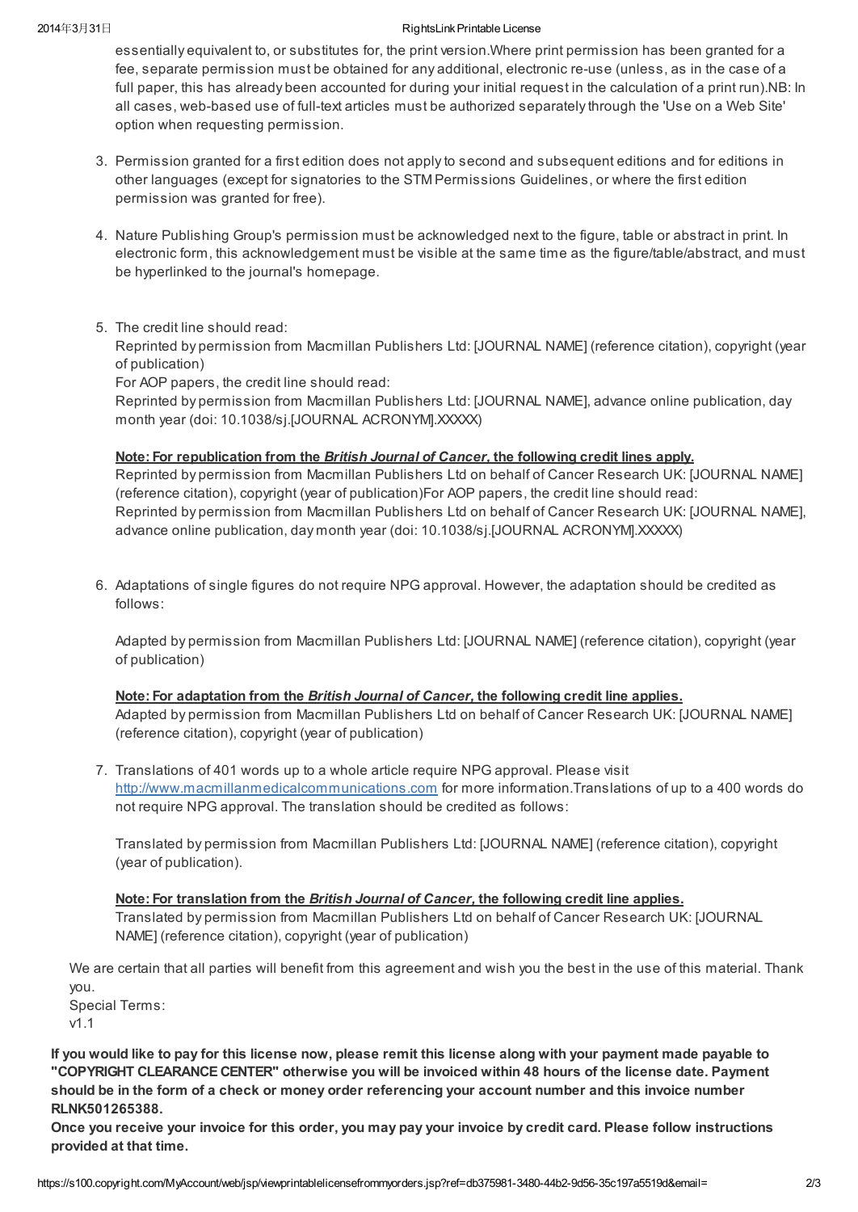essentially equivalent to, or substitutes for, the print version.Where print permission has been granted for a fee, separate permission must be obtained for any additional, electronic re-use (unless, as in the case of a full paper, this has already been accounted for during your initial request in the calculation of a print run).NB: In all cases, web-based use of full-text articles must be authorized separately through the 'Use on a Web Site' option when requesting permission.

3. Permission granted for a first edition does not apply to second and subsequent editions and for editions in other languages (except for signatories to the STM Permissions Guidelines, or where the first edition permission was granted for free).

4. Nature Publishing Group's permission must be acknowledged next to the figure, table or abstract in print. In electronic form, this acknowledgement must be visible at the same time as the figure/table/abstract, and must be hyperlinked to the journal's homepage.

5. The credit line should read:
   Reprinted by permission from Macmillan Publishers Ltd: [JOURNAL NAME] (reference citation), copyright (year of publication)
   For AOP papers, the credit line should read:
   Reprinted by permission from Macmillan Publishers Ltd: [JOURNAL NAME], advance online publication, day month year (doi: 10.1038/sj.[JOURNAL ACRONYM].XXXXX)

   **Note: For republication from the *British Journal of Cancer*, the following credit lines apply.**
   Reprinted by permission from Macmillan Publishers Ltd on behalf of Cancer Research UK: [JOURNAL NAME] (reference citation), copyright (year of publication)For AOP papers, the credit line should read:
   Reprinted by permission from Macmillan Publishers Ltd on behalf of Cancer Research UK: [JOURNAL NAME], advance online publication, day month year (doi: 10.1038/sj.[JOURNAL ACRONYM].XXXXX)

6. Adaptations of single figures do not require NPG approval. However, the adaptation should be credited as follows:

   Adapted by permission from Macmillan Publishers Ltd: [JOURNAL NAME] (reference citation), copyright (year of publication)

   **Note: For adaptation from the *British Journal of Cancer*, the following credit line applies.**
   Adapted by permission from Macmillan Publishers Ltd on behalf of Cancer Research UK: [JOURNAL NAME] (reference citation), copyright (year of publication)

7. Translations of 401 words up to a whole article require NPG approval. Please visit http://www.macmillanmedicalcommunications.com for more information.Translations of up to a 400 words do not require NPG approval. The translation should be credited as follows:

   Translated by permission from Macmillan Publishers Ltd: [JOURNAL NAME] (reference citation), copyright (year of publication).

   **Note: For translation from the *British Journal of Cancer*, the following credit line applies.**
   Translated by permission from Macmillan Publishers Ltd on behalf of Cancer Research UK: [JOURNAL NAME] (reference citation), copyright (year of publication)

We are certain that all parties will benefit from this agreement and wish you the best in the use of this material. Thank you.
Special Terms:
v1.1

**If you would like to pay for this license now, please remit this license along with your payment made payable to "COPYRIGHT CLEARANCE CENTER" otherwise you will be invoiced within 48 hours of the license date. Payment should be in the form of a check or money order referencing your account number and this invoice number RLNK501265388.**
**Once you receive your invoice for this order, you may pay your invoice by credit card. Please follow instructions provided at that time.**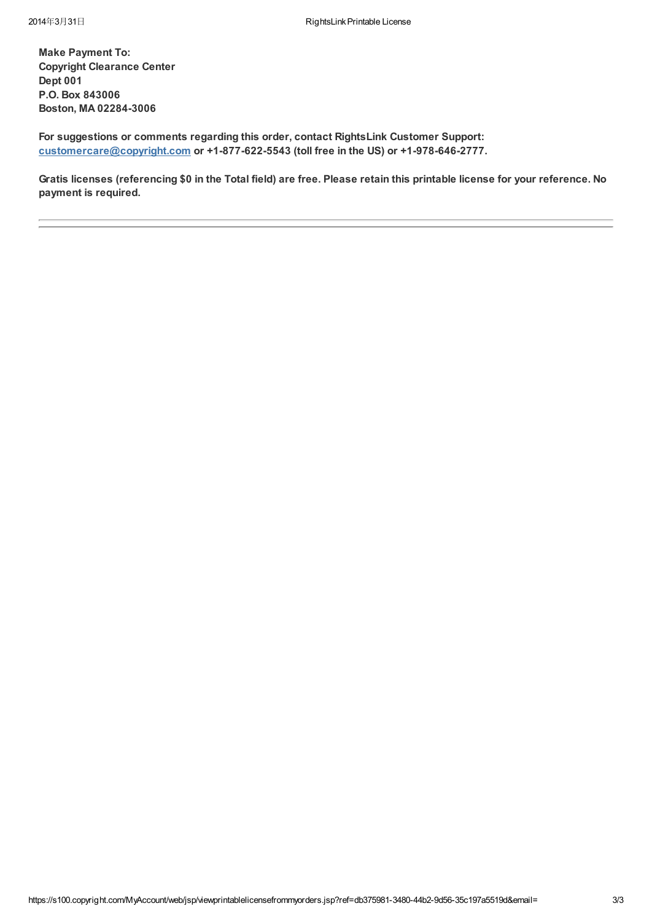**Make Payment To:**
**Copyright Clearance Center**
**Dept 001**
**P.O. Box 843006**
**Boston, MA 02284-3006**

**For suggestions or comments regarding this order, contact RightsLink Customer Support: customercare@copyright.com or +1-877-622-5543 (toll free in the US) or +1-978-646-2777.**

**Gratis licenses (referencing $0 in the Total field) are free. Please retain this printable license for your reference. No payment is required.**